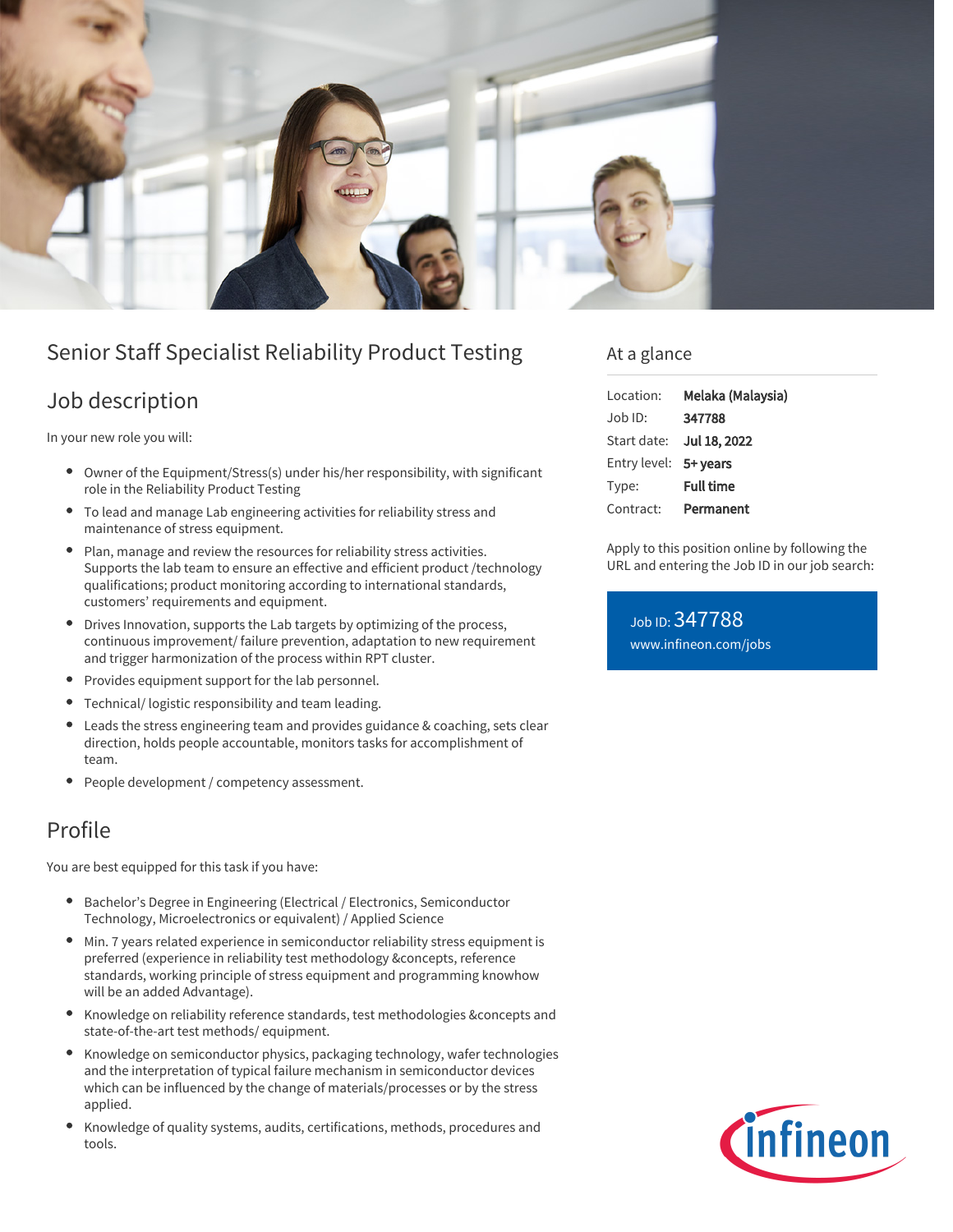# Senior Staff Specialist Reliability Product Testing

## Job description

In your new role you will:

- Owner of the Equipment/Stress(s) under his/her responsibility, with significant role in the Reliability Product Testing
- To lead and manage Lab engineering activities for reliability stress and maintenance of stress equipment.
- Plan, manage and review the resources for reliability stress activities. Supports the lab team to ensure an effective and efficient product /technology qualifications; product monitoring according to international standards, customers' requirements and equipment.
- Drives Innovation, supports the Lab targets by optimizing of the process, continuous improvement/ failure prevention, adaptation to new requirement and trigger harmonization of the process within RPT cluster.
- Provides equipment support for the lab personnel.
- Technical/ logistic responsibility and team leading.
- Leads the stress engineering team and provides guidance & coaching, sets clear direction, holds people accountable, monitors tasks for accomplishment of team.
- People development / competency assessment.

## Profile

You are best equipped for this task if you have:

- Bachelor's Degree in Engineering (Electrical / Electronics, Semiconductor Technology, Microelectronics or equivalent) / Applied Science
- Min. 7 years related experience in semiconductor reliability stress equipment is preferred (experience in reliability test methodology &concepts, reference standards, working principle of stress equipment and programming knowhow will be an added Advantage).
- Knowledge on reliability reference standards, test methodologies &concepts and state-of-the-art test methods/ equipment.
- Knowledge on semiconductor physics, packaging technology, wafer technologies and the interpretation of typical failure mechanism in semiconductor devices which can be influenced by the change of materials/processes or by the stress applied.
- Knowledge of quality systems, audits, certifications, methods, procedures and tools.

## At a glance

| | |
|---|---|
| Location: | **Melaka (Malaysia)** |
| Job ID: | **347788** |
| Start date: | **Jul 18, 2022** |
| Entry level: | **5+ years** |
| Type: | **Full time** |
| Contract: | **Permanent** |

Apply to this position online by following the URL and entering the Job ID in our job search:

Job ID: 347788
www.infineon.com/jobs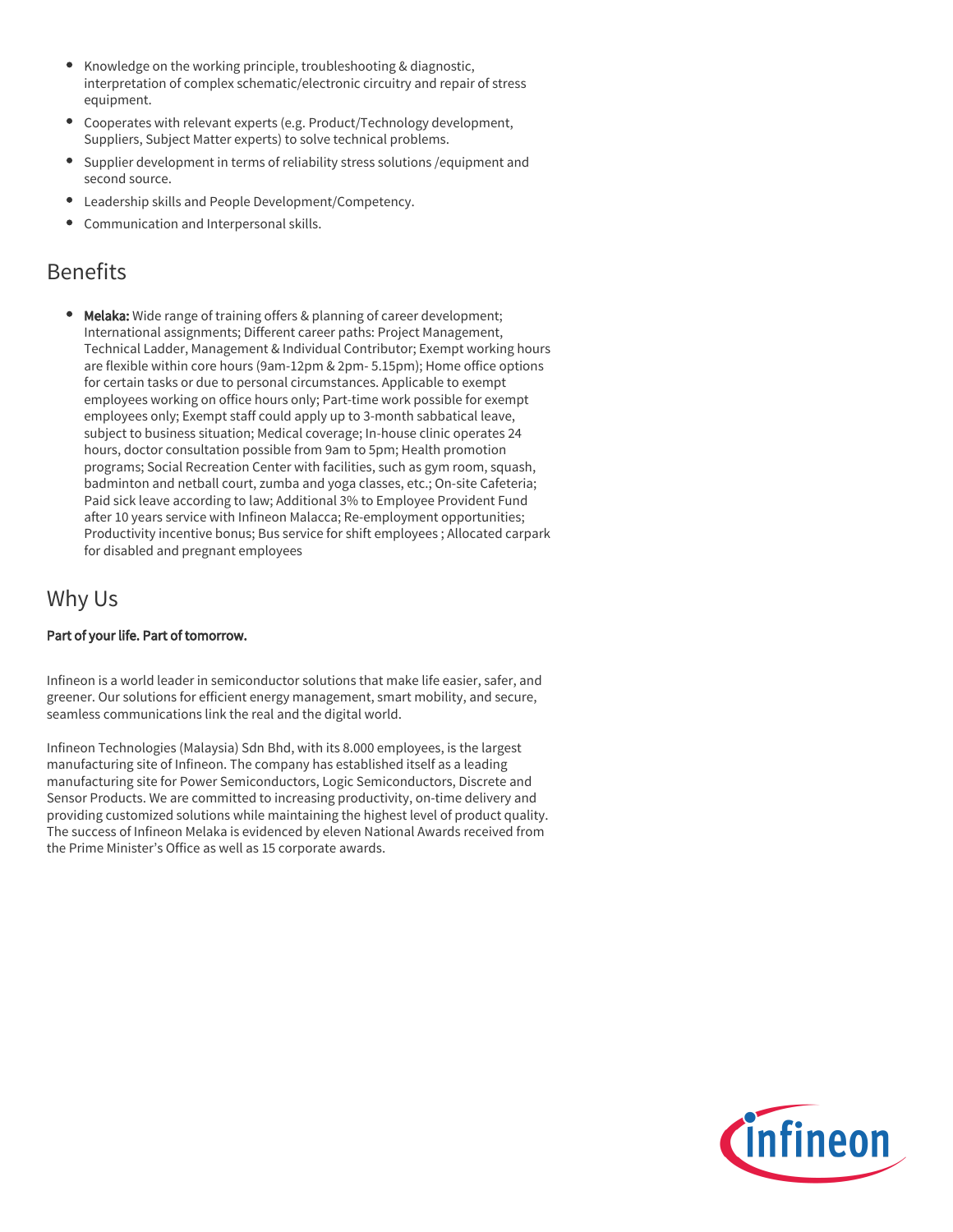- Knowledge on the working principle, troubleshooting & diagnostic, interpretation of complex schematic/electronic circuitry and repair of stress equipment.
- Cooperates with relevant experts (e.g. Product/Technology development, Suppliers, Subject Matter experts) to solve technical problems.
- Supplier development in terms of reliability stress solutions /equipment and second source.
- Leadership skills and People Development/Competency.
- Communication and Interpersonal skills.

## Benefits

- **Melaka:** Wide range of training offers & planning of career development; International assignments; Different career paths: Project Management, Technical Ladder, Management & Individual Contributor; Exempt working hours are flexible within core hours (9am-12pm & 2pm- 5.15pm); Home office options for certain tasks or due to personal circumstances. Applicable to exempt employees working on office hours only; Part-time work possible for exempt employees only; Exempt staff could apply up to 3-month sabbatical leave, subject to business situation; Medical coverage; In-house clinic operates 24 hours, doctor consultation possible from 9am to 5pm; Health promotion programs; Social Recreation Center with facilities, such as gym room, squash, badminton and netball court, zumba and yoga classes, etc.; On-site Cafeteria; Paid sick leave according to law; Additional 3% to Employee Provident Fund after 10 years service with Infineon Malacca; Re-employment opportunities; Productivity incentive bonus; Bus service for shift employees ; Allocated carpark for disabled and pregnant employees

## Why Us

**Part of your life. Part of tomorrow.**

Infineon is a world leader in semiconductor solutions that make life easier, safer, and greener. Our solutions for efficient energy management, smart mobility, and secure, seamless communications link the real and the digital world.

Infineon Technologies (Malaysia) Sdn Bhd, with its 8.000 employees, is the largest manufacturing site of Infineon. The company has established itself as a leading manufacturing site for Power Semiconductors, Logic Semiconductors, Discrete and Sensor Products. We are committed to increasing productivity, on-time delivery and providing customized solutions while maintaining the highest level of product quality. The success of Infineon Melaka is evidenced by eleven National Awards received from the Prime Minister's Office as well as 15 corporate awards.